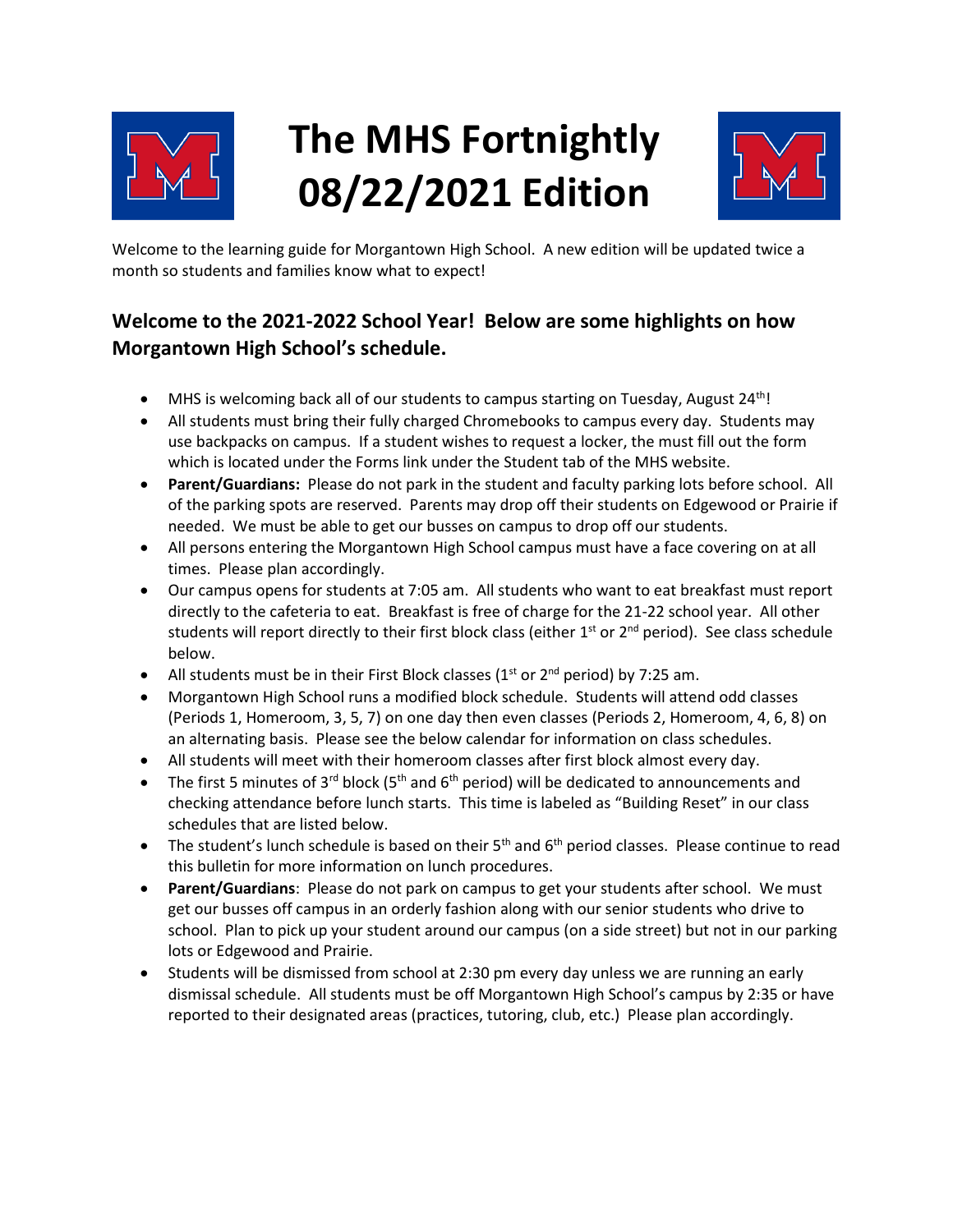# The MHS Fortnightly 08/22/2021 Edition

Welcome to the learning guide for Morgantown High School. A new edition will be updated twice a month so students and families know what to expect!

## Welcome to the 2021-2022 School Year! Below are some highlights on how Morgantown High School's schedule.

- MHS is welcoming back all of our students to campus starting on Tuesday, August 24th!
- All students must bring their fully charged Chromebooks to campus every day. Students may use backpacks on campus. If a student wishes to request a locker, the must fill out the form which is located under the Forms link under the Student tab of the MHS website.
- **Parent/Guardians:** Please do not park in the student and faculty parking lots before school. All of the parking spots are reserved. Parents may drop off their students on Edgewood or Prairie if needed. We must be able to get our busses on campus to drop off our students.
- All persons entering the Morgantown High School campus must have a face covering on at all times. Please plan accordingly.
- Our campus opens for students at 7:05 am. All students who want to eat breakfast must report directly to the cafeteria to eat. Breakfast is free of charge for the 21-22 school year. All other students will report directly to their first block class (either 1st or 2nd period). See class schedule below.
- All students must be in their First Block classes (1st or 2nd period) by 7:25 am.
- Morgantown High School runs a modified block schedule. Students will attend odd classes (Periods 1, Homeroom, 3, 5, 7) on one day then even classes (Periods 2, Homeroom, 4, 6, 8) on an alternating basis. Please see the below calendar for information on class schedules.
- All students will meet with their homeroom classes after first block almost every day.
- The first 5 minutes of 3rd block (5th and 6th period) will be dedicated to announcements and checking attendance before lunch starts. This time is labeled as "Building Reset" in our class schedules that are listed below.
- The student's lunch schedule is based on their 5th and 6th period classes. Please continue to read this bulletin for more information on lunch procedures.
- **Parent/Guardians**: Please do not park on campus to get your students after school. We must get our busses off campus in an orderly fashion along with our senior students who drive to school. Plan to pick up your student around our campus (on a side street) but not in our parking lots or Edgewood and Prairie.
- Students will be dismissed from school at 2:30 pm every day unless we are running an early dismissal schedule. All students must be off Morgantown High School's campus by 2:35 or have reported to their designated areas (practices, tutoring, club, etc.) Please plan accordingly.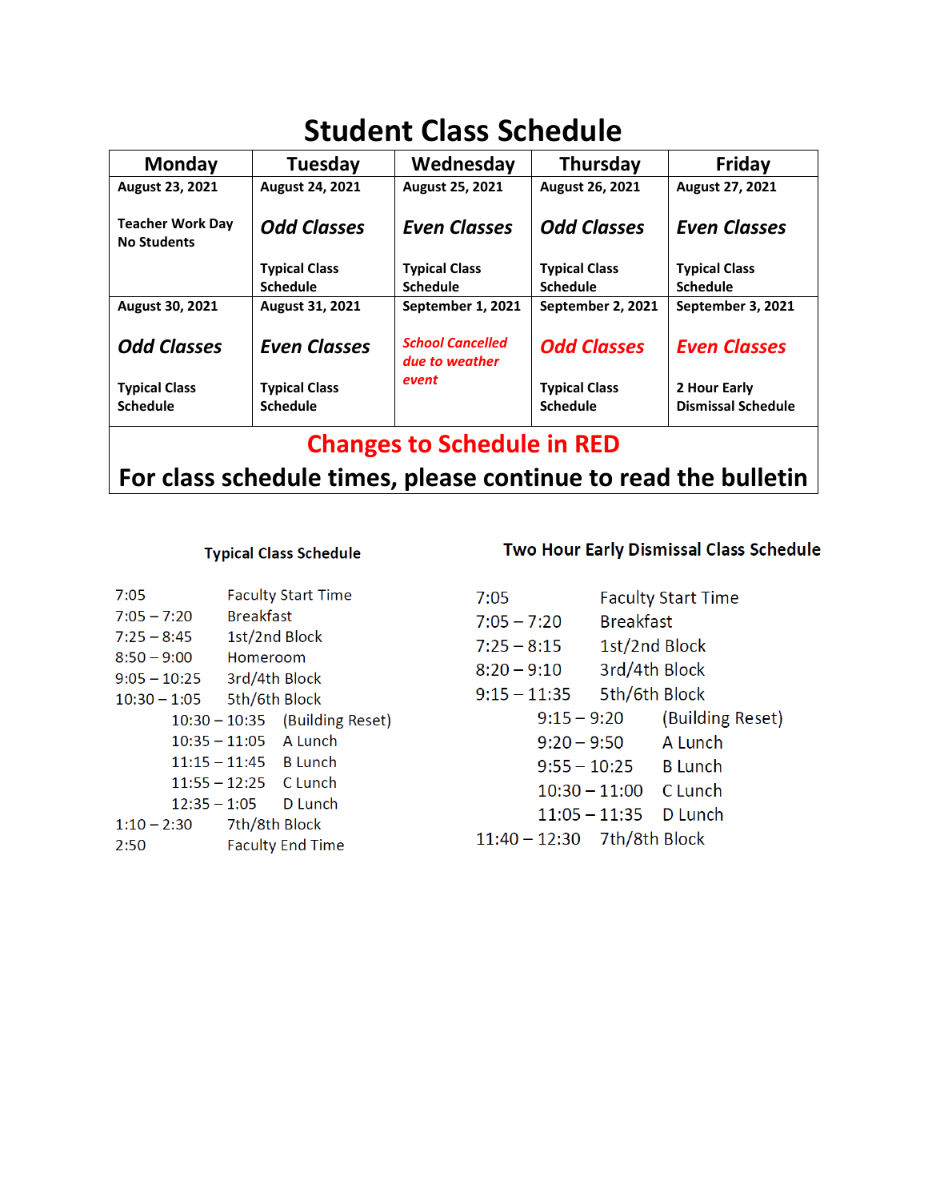# Student Class Schedule

| Monday | Tuesday | Wednesday | Thursday | Friday |
|---|---|---|---|---|
| **August 23, 2021**<br><br>**Teacher Work Day**<br>**No Students** | **August 24, 2021**<br><br>***Odd Classes***<br><br>**Typical Class Schedule** | **August 25, 2021**<br><br>***Even Classes***<br><br>**Typical Class Schedule** | **August 26, 2021**<br><br>***Odd Classes***<br><br>**Typical Class Schedule** | **August 27, 2021**<br><br>***Even Classes***<br><br>**Typical Class Schedule** |
| **August 30, 2021**<br><br>***Odd Classes***<br><br>**Typical Class Schedule** | **August 31, 2021**<br><br>***Even Classes***<br><br>**Typical Class Schedule** | **September 1, 2021**<br><br>***School Cancelled due to weather event*** | **September 2, 2021**<br><br>***Odd Classes***<br><br>**Typical Class Schedule** | **September 3, 2021**<br><br>***Even Classes***<br><br>**2 Hour Early Dismissal Schedule** |

**Changes to Schedule in RED**

**For class schedule times, please continue to read the bulletin**

## Typical Class Schedule

| Time | Event |
|---|---|
| 7:05 | Faculty Start Time |
| 7:05 – 7:20 | Breakfast |
| 7:25 – 8:45 | 1st/2nd Block |
| 8:50 – 9:00 | Homeroom |
| 9:05 – 10:25 | 3rd/4th Block |
| 10:30 – 1:05 | 5th/6th Block |
| 10:30 – 10:35 | (Building Reset) |
| 10:35 – 11:05 | A Lunch |
| 11:15 – 11:45 | B Lunch |
| 11:55 – 12:25 | C Lunch |
| 12:35 – 1:05 | D Lunch |
| 1:10 – 2:30 | 7th/8th Block |
| 2:50 | Faculty End Time |

## Two Hour Early Dismissal Class Schedule

| Time | Event |
|---|---|
| 7:05 | Faculty Start Time |
| 7:05 – 7:20 | Breakfast |
| 7:25 – 8:15 | 1st/2nd Block |
| 8:20 – 9:10 | 3rd/4th Block |
| 9:15 – 11:35 | 5th/6th Block |
| 9:15 – 9:20 | (Building Reset) |
| 9:20 – 9:50 | A Lunch |
| 9:55 – 10:25 | B Lunch |
| 10:30 – 11:00 | C Lunch |
| 11:05 – 11:35 | D Lunch |
| 11:40 – 12:30 | 7th/8th Block |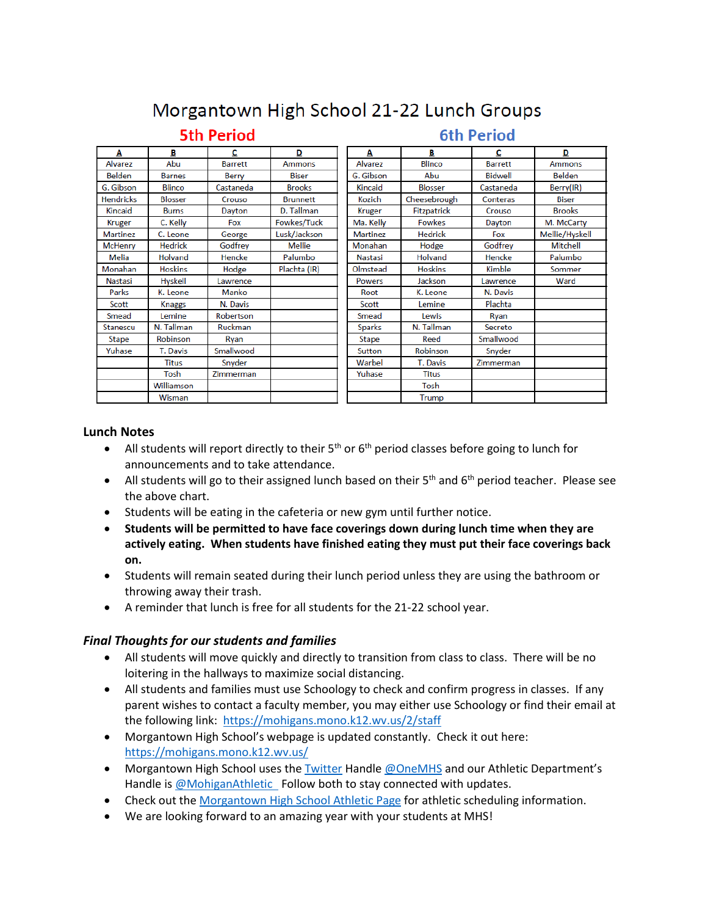# Morgantown High School 21-22 Lunch Groups

## 5th Period

| A | B | C | D |
|---|---|---|---|
| Alvarez | Abu | Barrett | Ammons |
| Belden | Barnes | Berry | Biser |
| G. Gibson | Blinco | Castaneda | Brooks |
| Hendricks | Blosser | Crouso | Brunnett |
| Kincaid | Burns | Dayton | D. Tallman |
| Kruger | C. Kelly | Fox | Fowkes/Tuck |
| Martinez | C. Leone | George | Lusk/Jackson |
| McHenry | Hedrick | Godfrey | Mellie |
| Melia | Holvand | Hencke | Palumbo |
| Monahan | Hoskins | Hodge | Plachta (IR) |
| Nastasi | Hyskell | Lawrence | |
| Parks | K. Leone | Manko | |
| Scott | Knaggs | N. Davis | |
| Smead | Lemine | Robertson | |
| Stanescu | N. Tallman | Ruckman | |
| Stape | Robinson | Ryan | |
| Yuhase | T. Davis | Smallwood | |
| | Titus | Snyder | |
| | Tosh | Zimmerman | |
| | Williamson | | |
| | Wisman | | |

## 6th Period

| A | B | C | D |
|---|---|---|---|
| Alvarez | Blinco | Barrett | Ammons |
| G. Gibson | Abu | Bidwell | Belden |
| Kincaid | Blosser | Castaneda | Berry(IR) |
| Kozich | Cheesebrough | Conteras | Biser |
| Kruger | Fitzpatrick | Crouso | Brooks |
| Ma. Kelly | Fowkes | Dayton | M. McCarty |
| Martinez | Hedrick | Fox | Mellie/Hyskell |
| Monahan | Hodge | Godfrey | Mitchell |
| Nastasi | Holvand | Hencke | Palumbo |
| Olmstead | Hoskins | Kimble | Sommer |
| Powers | Jackson | Lawrence | Ward |
| Root | K. Leone | N. Davis | |
| Scott | Lemine | Plachta | |
| Smead | Lewis | Ryan | |
| Sparks | N. Tallman | Secreto | |
| Stape | Reed | Smallwood | |
| Sutton | Robinson | Snyder | |
| Warbel | T. Davis | Zimmerman | |
| Yuhase | Titus | | |
| | Tosh | | |
| | Trump | | |

### Lunch Notes

- All students will report directly to their 5th or 6th period classes before going to lunch for announcements and to take attendance.
- All students will go to their assigned lunch based on their 5th and 6th period teacher. Please see the above chart.
- Students will be eating in the cafeteria or new gym until further notice.
- **Students will be permitted to have face coverings down during lunch time when they are actively eating. When students have finished eating they must put their face coverings back on.**
- Students will remain seated during their lunch period unless they are using the bathroom or throwing away their trash.
- A reminder that lunch is free for all students for the 21-22 school year.

### *Final Thoughts for our students and families*

- All students will move quickly and directly to transition from class to class. There will be no loitering in the hallways to maximize social distancing.
- All students and families must use Schoology to check and confirm progress in classes. If any parent wishes to contact a faculty member, you may either use Schoology or find their email at the following link: https://mohigans.mono.k12.wv.us/2/staff
- Morgantown High School's webpage is updated constantly. Check it out here: https://mohigans.mono.k12.wv.us/
- Morgantown High School uses the Twitter Handle @OneMHS and our Athletic Department's Handle is @MohiganAthletic Follow both to stay connected with updates.
- Check out the Morgantown High School Athletic Page for athletic scheduling information.
- We are looking forward to an amazing year with your students at MHS!